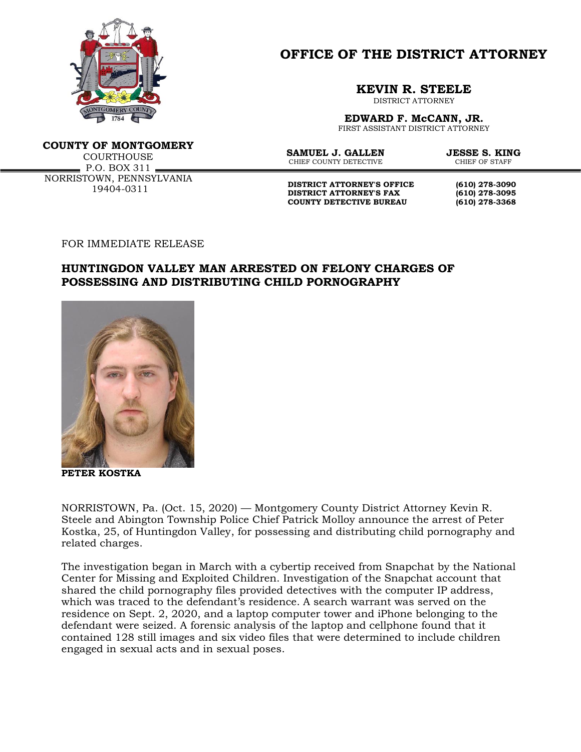# OFFICE OF THE DISTRICT ATTORNEY

**KEVIN R. STEELE**
DISTRICT ATTORNEY

**EDWARD F. McCANN, JR.**
FIRST ASSISTANT DISTRICT ATTORNEY

**COUNTY OF MONTGOMERY**
COURTHOUSE
P.O. BOX 311
NORRISTOWN, PENNSYLVANIA
19404-0311

**SAMUEL J. GALLEN**
CHIEF COUNTY DETECTIVE

**JESSE S. KING**
CHIEF OF STAFF

| | |
|---|---|
| **DISTRICT ATTORNEY'S OFFICE** | **(610) 278-3090** |
| **DISTRICT ATTORNEY'S FAX** | **(610) 278-3095** |
| **COUNTY DETECTIVE BUREAU** | **(610) 278-3368** |

FOR IMMEDIATE RELEASE

## HUNTINGDON VALLEY MAN ARRESTED ON FELONY CHARGES OF POSSESSING AND DISTRIBUTING CHILD PORNOGRAPHY

**PETER KOSTKA**

NORRISTOWN, Pa. (Oct. 15, 2020) — Montgomery County District Attorney Kevin R. Steele and Abington Township Police Chief Patrick Molloy announce the arrest of Peter Kostka, 25, of Huntingdon Valley, for possessing and distributing child pornography and related charges.

The investigation began in March with a cybertip received from Snapchat by the National Center for Missing and Exploited Children. Investigation of the Snapchat account that shared the child pornography files provided detectives with the computer IP address, which was traced to the defendant's residence. A search warrant was served on the residence on Sept. 2, 2020, and a laptop computer tower and iPhone belonging to the defendant were seized. A forensic analysis of the laptop and cellphone found that it contained 128 still images and six video files that were determined to include children engaged in sexual acts and in sexual poses.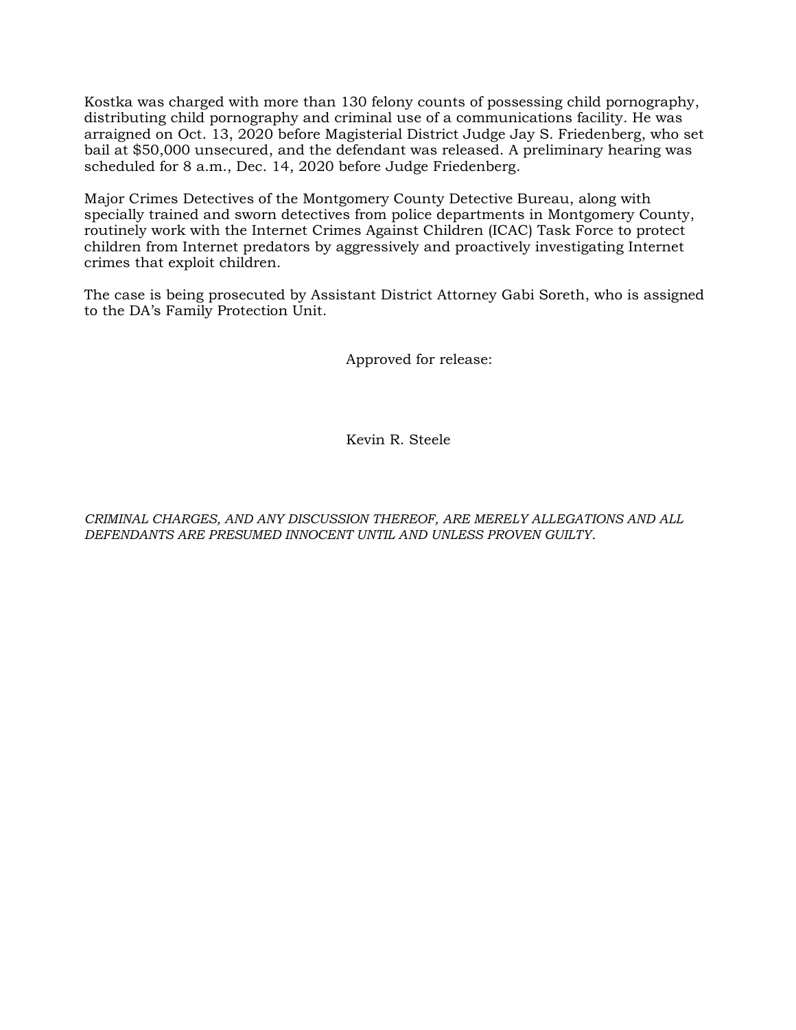Kostka was charged with more than 130 felony counts of possessing child pornography, distributing child pornography and criminal use of a communications facility. He was arraigned on Oct. 13, 2020 before Magisterial District Judge Jay S. Friedenberg, who set bail at $50,000 unsecured, and the defendant was released. A preliminary hearing was scheduled for 8 a.m., Dec. 14, 2020 before Judge Friedenberg.

Major Crimes Detectives of the Montgomery County Detective Bureau, along with specially trained and sworn detectives from police departments in Montgomery County, routinely work with the Internet Crimes Against Children (ICAC) Task Force to protect children from Internet predators by aggressively and proactively investigating Internet crimes that exploit children.

The case is being prosecuted by Assistant District Attorney Gabi Soreth, who is assigned to the DA's Family Protection Unit.

Approved for release:

Kevin R. Steele

*CRIMINAL CHARGES, AND ANY DISCUSSION THEREOF, ARE MERELY ALLEGATIONS AND ALL DEFENDANTS ARE PRESUMED INNOCENT UNTIL AND UNLESS PROVEN GUILTY.*